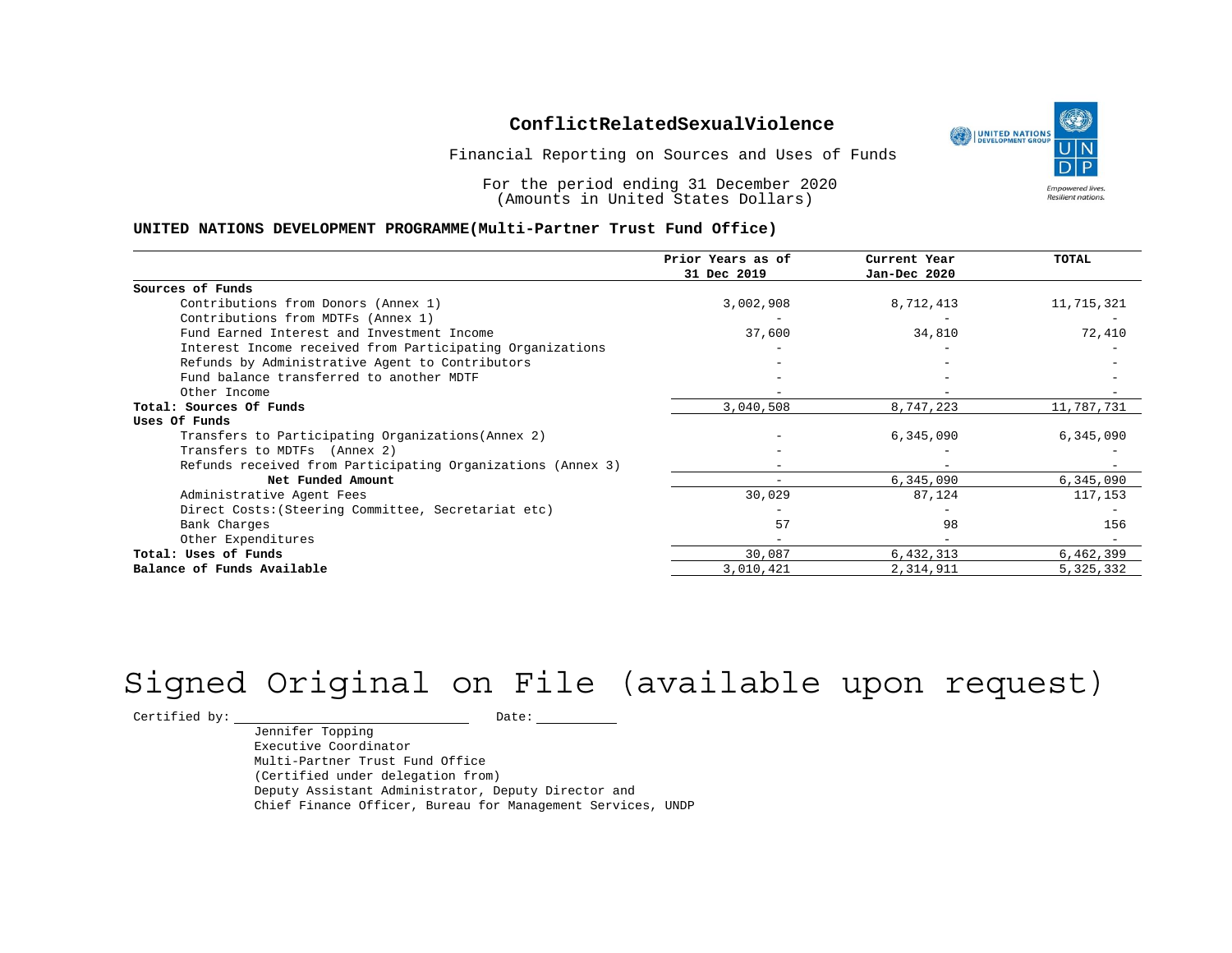# ConflictRelatedSexualViolence

Financial Reporting on Sources and Uses of Funds

For the period ending 31 December 2020
(Amounts in United States Dollars)

**UNITED NATIONS DEVELOPMENT PROGRAMME(Multi-Partner Trust Fund Office)**

| | Prior Years as of 31 Dec 2019 | Current Year Jan-Dec 2020 | TOTAL |
|---|---|---|---|
| **Sources of Funds** | | | |
| Contributions from Donors (Annex 1) | 3,002,908 | 8,712,413 | 11,715,321 |
| Contributions from MDTFs (Annex 1) | - | - | - |
| Fund Earned Interest and Investment Income | 37,600 | 34,810 | 72,410 |
| Interest Income received from Participating Organizations | - | - | - |
| Refunds by Administrative Agent to Contributors | - | - | - |
| Fund balance transferred to another MDTF | - | - | - |
| Other Income | - | - | - |
| **Total: Sources Of Funds** | 3,040,508 | 8,747,223 | 11,787,731 |
| **Uses Of Funds** | | | |
| Transfers to Participating Organizations(Annex 2) | - | 6,345,090 | 6,345,090 |
| Transfers to MDTFs (Annex 2) | - | - | - |
| Refunds received from Participating Organizations (Annex 3) | - | - | - |
| **Net Funded Amount** | - | 6,345,090 | 6,345,090 |
| Administrative Agent Fees | 30,029 | 87,124 | 117,153 |
| Direct Costs:(Steering Committee, Secretariat etc) | - | - | - |
| Bank Charges | 57 | 98 | 156 |
| Other Expenditures | - | - | - |
| **Total: Uses of Funds** | 30,087 | 6,432,313 | 6,462,399 |
| **Balance of Funds Available** | 3,010,421 | 2,314,911 | 5,325,332 |

Signed Original on File (available upon request)

Certified by: ____________________ Date: __________

Jennifer Topping
Executive Coordinator
Multi-Partner Trust Fund Office
(Certified under delegation from)
Deputy Assistant Administrator, Deputy Director and
Chief Finance Officer, Bureau for Management Services, UNDP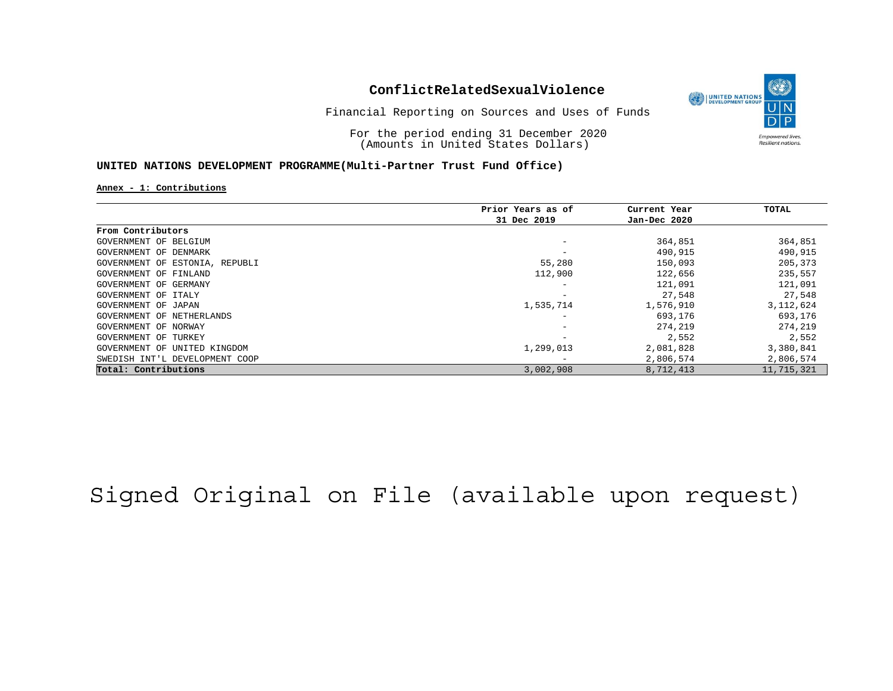## ConflictRelatedSexualViolence

Financial Reporting on Sources and Uses of Funds

For the period ending 31 December 2020
(Amounts in United States Dollars)

**UNITED NATIONS DEVELOPMENT PROGRAMME(Multi-Partner Trust Fund Office)**

**Annex - 1: Contributions**

| | Prior Years as of 31 Dec 2019 | Current Year Jan-Dec 2020 | TOTAL |
|---|---|---|---|
| **From Contributors** | | | |
| GOVERNMENT OF BELGIUM | - | 364,851 | 364,851 |
| GOVERNMENT OF DENMARK | - | 490,915 | 490,915 |
| GOVERNMENT OF ESTONIA, REPUBLI | 55,280 | 150,093 | 205,373 |
| GOVERNMENT OF FINLAND | 112,900 | 122,656 | 235,557 |
| GOVERNMENT OF GERMANY | - | 121,091 | 121,091 |
| GOVERNMENT OF ITALY | - | 27,548 | 27,548 |
| GOVERNMENT OF JAPAN | 1,535,714 | 1,576,910 | 3,112,624 |
| GOVERNMENT OF NETHERLANDS | - | 693,176 | 693,176 |
| GOVERNMENT OF NORWAY | - | 274,219 | 274,219 |
| GOVERNMENT OF TURKEY | - | 2,552 | 2,552 |
| GOVERNMENT OF UNITED KINGDOM | 1,299,013 | 2,081,828 | 3,380,841 |
| SWEDISH INT'L DEVELOPMENT COOP | - | 2,806,574 | 2,806,574 |
| **Total: Contributions** | 3,002,908 | 8,712,413 | 11,715,321 |

Signed Original on File (available upon request)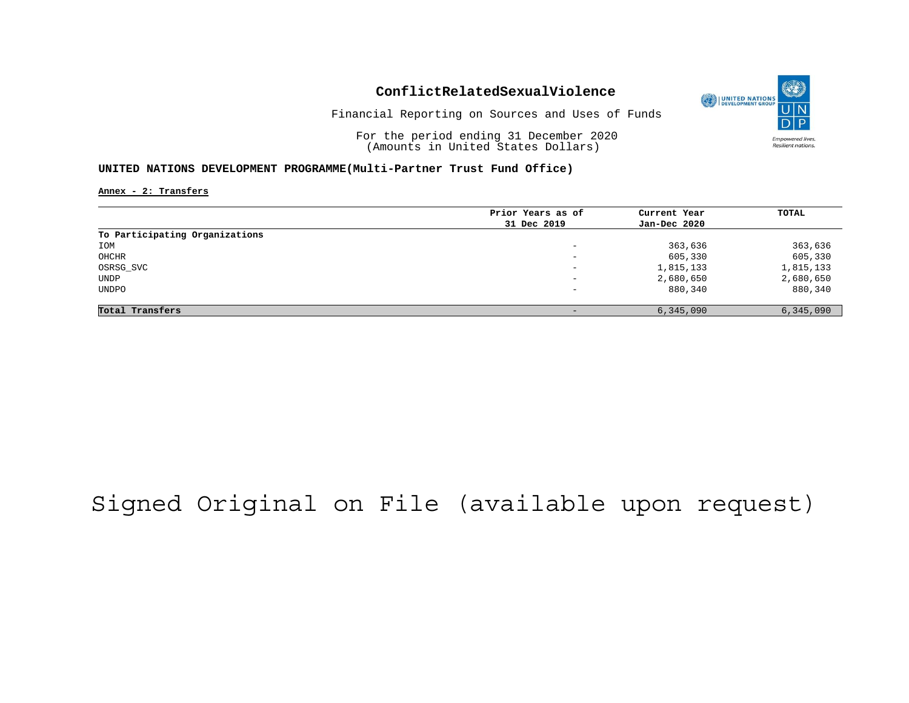# ConflictRelatedSexualViolence

Financial Reporting on Sources and Uses of Funds

For the period ending 31 December 2020
(Amounts in United States Dollars)

**UNITED NATIONS DEVELOPMENT PROGRAMME(Multi-Partner Trust Fund Office)**

**Annex - 2: Transfers**

| | Prior Years as of 31 Dec 2019 | Current Year Jan-Dec 2020 | TOTAL |
|---|---|---|---|
| **To Participating Organizations** | | | |
| IOM | - | 363,636 | 363,636 |
| OHCHR | - | 605,330 | 605,330 |
| OSRSG_SVC | - | 1,815,133 | 1,815,133 |
| UNDP | - | 2,680,650 | 2,680,650 |
| UNDPO | - | 880,340 | 880,340 |
| **Total Transfers** | - | 6,345,090 | 6,345,090 |

Signed Original on File (available upon request)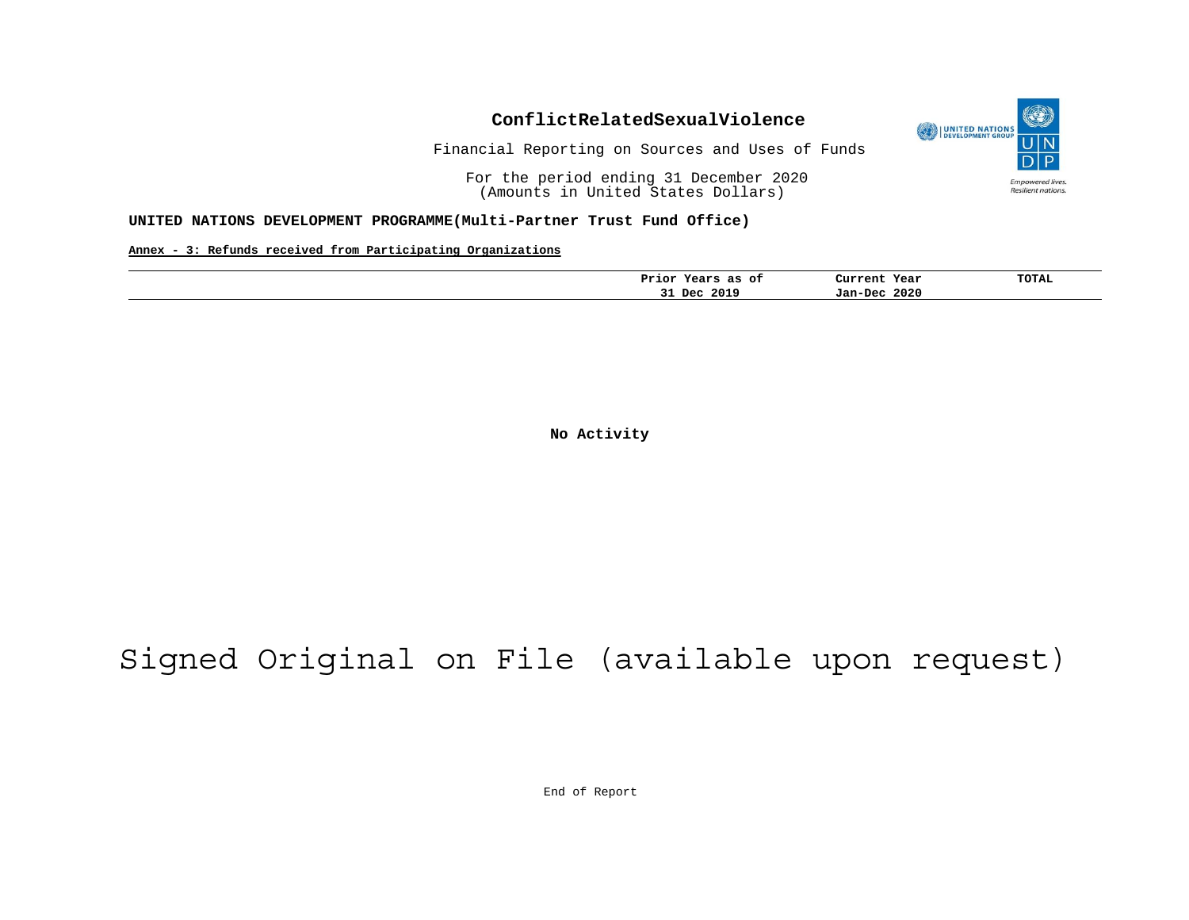# ConflictRelatedSexualViolence

Financial Reporting on Sources and Uses of Funds

For the period ending 31 December 2020
(Amounts in United States Dollars)

**UNITED NATIONS DEVELOPMENT PROGRAMME(Multi-Partner Trust Fund Office)**

**Annex - 3: Refunds received from Participating Organizations**

| | Prior Years as of 31 Dec 2019 | Current Year Jan-Dec 2020 | TOTAL |
|---|---|---|---|

**No Activity**

Signed Original on File (available upon request)

End of Report